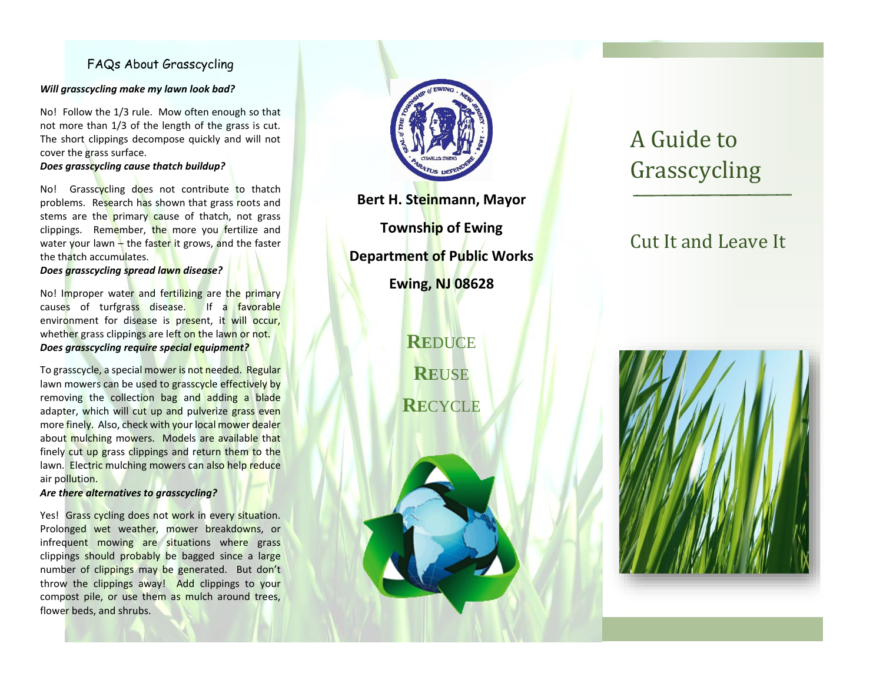# FAQs About Grasscycling

***Will grasscycling make my lawn look bad?***

No! Follow the 1/3 rule. Mow often enough so that not more than 1/3 of the length of the grass is cut. The short clippings decompose quickly and will not cover the grass surface.

***Does grasscycling cause thatch buildup?***

No! Grasscycling does not contribute to thatch problems. Research has shown that grass roots and stems are the primary cause of thatch, not grass clippings. Remember, the more you fertilize and water your lawn – the faster it grows, and the faster the thatch accumulates.

***Does grasscycling spread lawn disease?***

No! Improper water and fertilizing are the primary causes of turfgrass disease. If a favorable environment for disease is present, it will occur, whether grass clippings are left on the lawn or not.

***Does grasscycling require special equipment?***

To grasscycle, a special mower is not needed. Regular lawn mowers can be used to grasscycle effectively by removing the collection bag and adding a blade adapter, which will cut up and pulverize grass even more finely. Also, check with your local mower dealer about mulching mowers. Models are available that finely cut up grass clippings and return them to the lawn. Electric mulching mowers can also help reduce air pollution.

***Are there alternatives to grasscycling?***

Yes! Grass cycling does not work in every situation. Prolonged wet weather, mower breakdowns, or infrequent mowing are situations where grass clippings should probably be bagged since a large number of clippings may be generated. But don't throw the clippings away! Add clippings to your compost pile, or use them as mulch around trees, flower beds, and shrubs.

**Bert H. Steinmann, Mayor**

**Township of Ewing**

**Department of Public Works**

**Ewing, NJ 08628**

**REDUCE**

**REUSE**

**RECYCLE**

# A Guide to Grasscycling

## Cut It and Leave It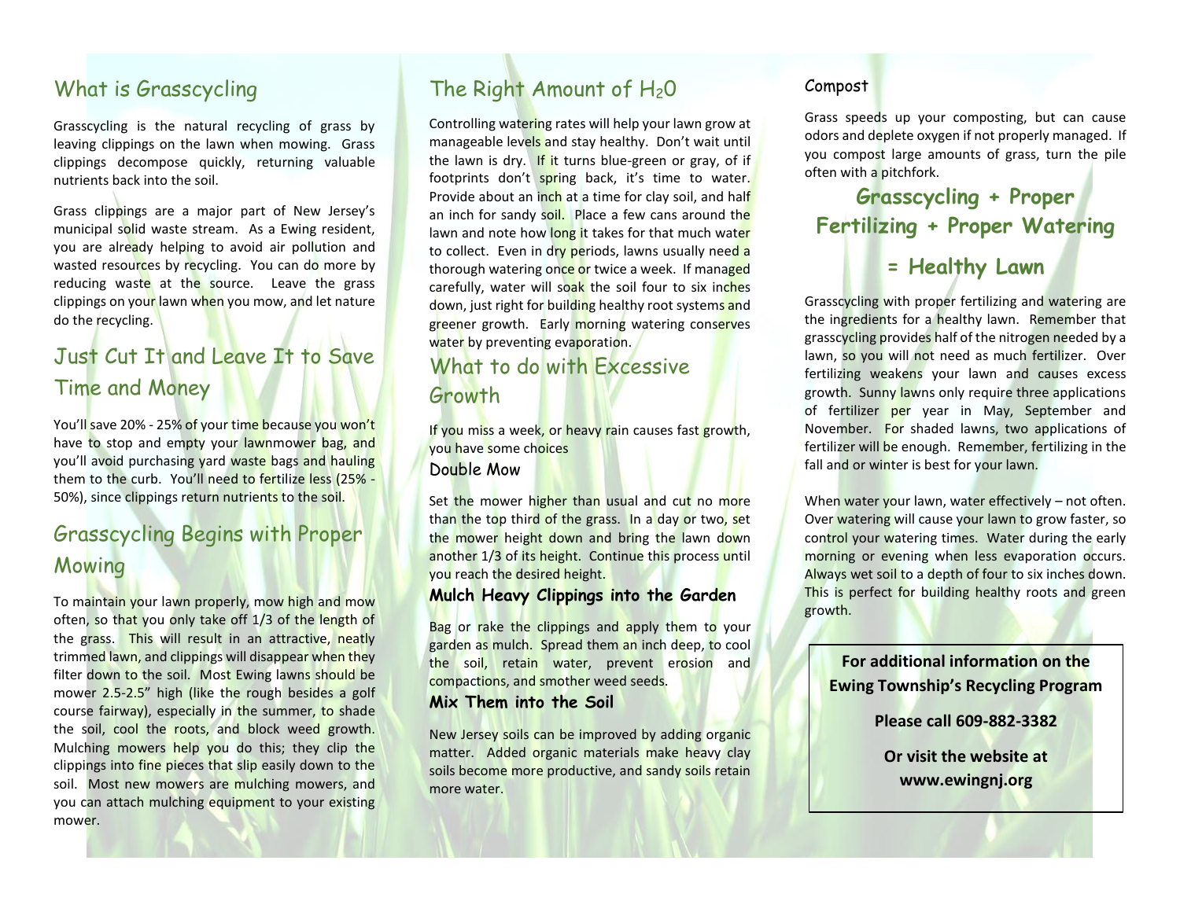## What is Grasscycling

Grasscycling is the natural recycling of grass by leaving clippings on the lawn when mowing. Grass clippings decompose quickly, returning valuable nutrients back into the soil.

Grass clippings are a major part of New Jersey's municipal solid waste stream. As a Ewing resident, you are already helping to avoid air pollution and wasted resources by recycling. You can do more by reducing waste at the source. Leave the grass clippings on your lawn when you mow, and let nature do the recycling.

## Just Cut It and Leave It to Save Time and Money

You'll save 20% - 25% of your time because you won't have to stop and empty your lawnmower bag, and you'll avoid purchasing yard waste bags and hauling them to the curb. You'll need to fertilize less (25% - 50%), since clippings return nutrients to the soil.

## Grasscycling Begins with Proper Mowing

To maintain your lawn properly, mow high and mow often, so that you only take off 1/3 of the length of the grass. This will result in an attractive, neatly trimmed lawn, and clippings will disappear when they filter down to the soil. Most Ewing lawns should be mower 2.5-2.5" high (like the rough besides a golf course fairway), especially in the summer, to shade the soil, cool the roots, and block weed growth. Mulching mowers help you do this; they clip the clippings into fine pieces that slip easily down to the soil. Most new mowers are mulching mowers, and you can attach mulching equipment to your existing mower.

## The Right Amount of $H_2O$

Controlling watering rates will help your lawn grow at manageable levels and stay healthy. Don't wait until the lawn is dry. If it turns blue-green or gray, of if footprints don't spring back, it's time to water. Provide about an inch at a time for clay soil, and half an inch for sandy soil. Place a few cans around the lawn and note how long it takes for that much water to collect. Even in dry periods, lawns usually need a thorough watering once or twice a week. If managed carefully, water will soak the soil four to six inches down, just right for building healthy root systems and greener growth. Early morning watering conserves water by preventing evaporation.

## What to do with Excessive Growth

If you miss a week, or heavy rain causes fast growth, you have some choices

### Double Mow

Set the mower higher than usual and cut no more than the top third of the grass. In a day or two, set the mower height down and bring the lawn down another 1/3 of its height. Continue this process until you reach the desired height.

### Mulch Heavy Clippings into the Garden

Bag or rake the clippings and apply them to your garden as mulch. Spread them an inch deep, to cool the soil, retain water, prevent erosion and compactions, and smother weed seeds.

### Mix Them into the Soil

New Jersey soils can be improved by adding organic matter. Added organic materials make heavy clay soils become more productive, and sandy soils retain more water.

### Compost

Grass speeds up your composting, but can cause odors and deplete oxygen if not properly managed. If you compost large amounts of grass, turn the pile often with a pitchfork.

## Grasscycling + Proper Fertilizing + Proper Watering = Healthy Lawn

Grasscycling with proper fertilizing and watering are the ingredients for a healthy lawn. Remember that grasscycling provides half of the nitrogen needed by a lawn, so you will not need as much fertilizer. Over fertilizing weakens your lawn and causes excess growth. Sunny lawns only require three applications of fertilizer per year in May, September and November. For shaded lawns, two applications of fertilizer will be enough. Remember, fertilizing in the fall and or winter is best for your lawn.

When water your lawn, water effectively – not often. Over watering will cause your lawn to grow faster, so control your watering times. Water during the early morning or evening when less evaporation occurs. Always wet soil to a depth of four to six inches down. This is perfect for building healthy roots and green growth.

**For additional information on the Ewing Township's Recycling Program**

**Please call 609-882-3382**

**Or visit the website at www.ewingnj.org**